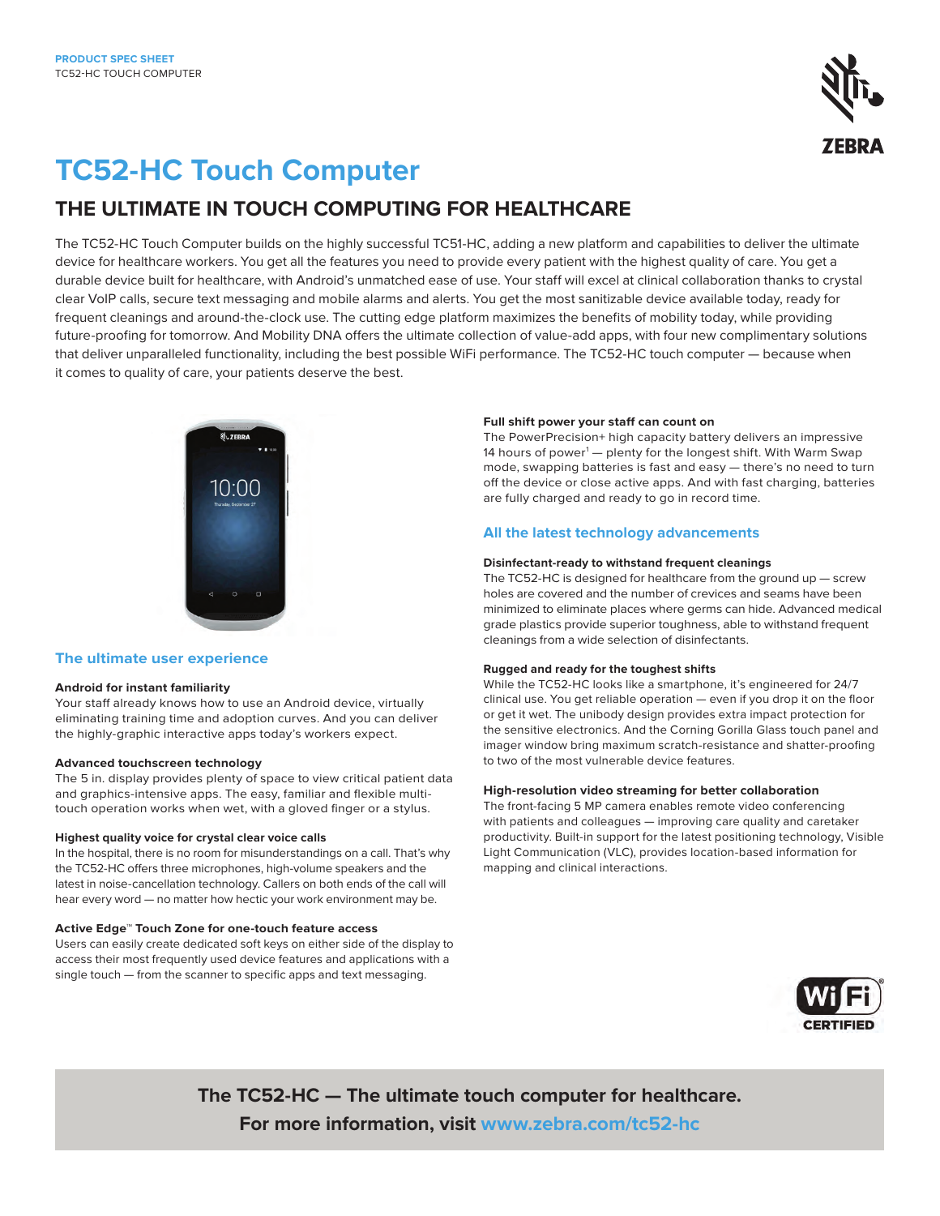PRODUCT SPEC SHEET
TC52-HC TOUCH COMPUTER

# TC52-HC Touch Computer

## THE ULTIMATE IN TOUCH COMPUTING FOR HEALTHCARE

The TC52-HC Touch Computer builds on the highly successful TC51-HC, adding a new platform and capabilities to deliver the ultimate device for healthcare workers. You get all the features you need to provide every patient with the highest quality of care. You get a durable device built for healthcare, with Android's unmatched ease of use. Your staff will excel at clinical collaboration thanks to crystal clear VoIP calls, secure text messaging and mobile alarms and alerts. You get the most sanitizable device available today, ready for frequent cleanings and around-the-clock use. The cutting edge platform maximizes the benefits of mobility today, while providing future-proofing for tomorrow. And Mobility DNA offers the ultimate collection of value-add apps, with four new complimentary solutions that deliver unparalleled functionality, including the best possible WiFi performance. The TC52-HC touch computer — because when it comes to quality of care, your patients deserve the best.

### The ultimate user experience

**Android for instant familiarity**
Your staff already knows how to use an Android device, virtually eliminating training time and adoption curves. And you can deliver the highly-graphic interactive apps today's workers expect.

**Advanced touchscreen technology**
The 5 in. display provides plenty of space to view critical patient data and graphics-intensive apps. The easy, familiar and flexible multi-touch operation works when wet, with a gloved finger or a stylus.

**Highest quality voice for crystal clear voice calls**
In the hospital, there is no room for misunderstandings on a call. That's why the TC52-HC offers three microphones, high-volume speakers and the latest in noise-cancellation technology. Callers on both ends of the call will hear every word — no matter how hectic your work environment may be.

**Active Edge™ Touch Zone for one-touch feature access**
Users can easily create dedicated soft keys on either side of the display to access their most frequently used device features and applications with a single touch — from the scanner to specific apps and text messaging.

**Full shift power your staff can count on**
The PowerPrecision+ high capacity battery delivers an impressive 14 hours of power[1] — plenty for the longest shift. With Warm Swap mode, swapping batteries is fast and easy — there's no need to turn off the device or close active apps. And with fast charging, batteries are fully charged and ready to go in record time.

### All the latest technology advancements

**Disinfectant-ready to withstand frequent cleanings**
The TC52-HC is designed for healthcare from the ground up — screw holes are covered and the number of crevices and seams have been minimized to eliminate places where germs can hide. Advanced medical grade plastics provide superior toughness, able to withstand frequent cleanings from a wide selection of disinfectants.

**Rugged and ready for the toughest shifts**
While the TC52-HC looks like a smartphone, it's engineered for 24/7 clinical use. You get reliable operation — even if you drop it on the floor or get it wet. The unibody design provides extra impact protection for the sensitive electronics. And the Corning Gorilla Glass touch panel and imager window bring maximum scratch-resistance and shatter-proofing to two of the most vulnerable device features.

**High-resolution video streaming for better collaboration**
The front-facing 5 MP camera enables remote video conferencing with patients and colleagues — improving care quality and caretaker productivity. Built-in support for the latest positioning technology, Visible Light Communication (VLC), provides location-based information for mapping and clinical interactions.

**The TC52-HC — The ultimate touch computer for healthcare.**
**For more information, visit www.zebra.com/tc52-hc**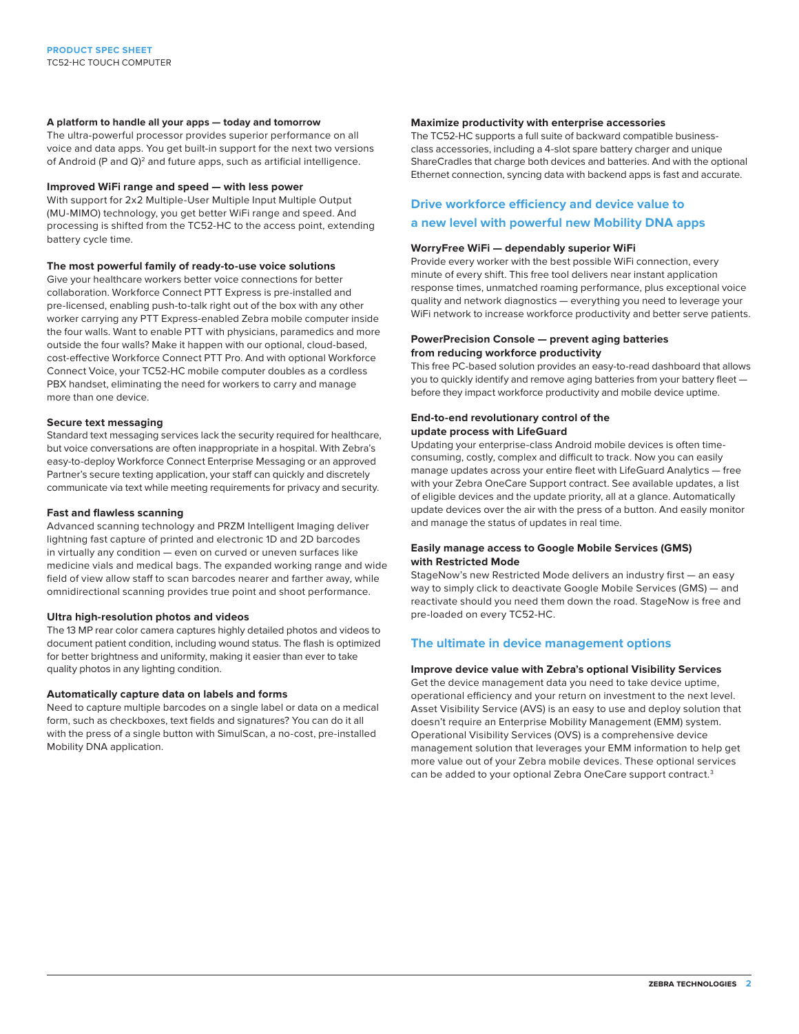### A platform to handle all your apps — today and tomorrow

The ultra-powerful processor provides superior performance on all voice and data apps. You get built-in support for the next two versions of Android (P and Q)[2] and future apps, such as artificial intelligence.

### Improved WiFi range and speed — with less power

With support for 2x2 Multiple-User Multiple Input Multiple Output (MU-MIMO) technology, you get better WiFi range and speed. And processing is shifted from the TC52-HC to the access point, extending battery cycle time.

### The most powerful family of ready-to-use voice solutions

Give your healthcare workers better voice connections for better collaboration. Workforce Connect PTT Express is pre-installed and pre-licensed, enabling push-to-talk right out of the box with any other worker carrying any PTT Express-enabled Zebra mobile computer inside the four walls. Want to enable PTT with physicians, paramedics and more outside the four walls? Make it happen with our optional, cloud-based, cost-effective Workforce Connect PTT Pro. And with optional Workforce Connect Voice, your TC52-HC mobile computer doubles as a cordless PBX handset, eliminating the need for workers to carry and manage more than one device.

### Secure text messaging

Standard text messaging services lack the security required for healthcare, but voice conversations are often inappropriate in a hospital. With Zebra's easy-to-deploy Workforce Connect Enterprise Messaging or an approved Partner's secure texting application, your staff can quickly and discretely communicate via text while meeting requirements for privacy and security.

### Fast and flawless scanning

Advanced scanning technology and PRZM Intelligent Imaging deliver lightning fast capture of printed and electronic 1D and 2D barcodes in virtually any condition — even on curved or uneven surfaces like medicine vials and medical bags. The expanded working range and wide field of view allow staff to scan barcodes nearer and farther away, while omnidirectional scanning provides true point and shoot performance.

### Ultra high-resolution photos and videos

The 13 MP rear color camera captures highly detailed photos and videos to document patient condition, including wound status. The flash is optimized for better brightness and uniformity, making it easier than ever to take quality photos in any lighting condition.

### Automatically capture data on labels and forms

Need to capture multiple barcodes on a single label or data on a medical form, such as checkboxes, text fields and signatures? You can do it all with the press of a single button with SimulScan, a no-cost, pre-installed Mobility DNA application.

### Maximize productivity with enterprise accessories

The TC52-HC supports a full suite of backward compatible business-class accessories, including a 4-slot spare battery charger and unique ShareCradles that charge both devices and batteries. And with the optional Ethernet connection, syncing data with backend apps is fast and accurate.

## Drive workforce efficiency and device value to a new level with powerful new Mobility DNA apps

### WorryFree WiFi — dependably superior WiFi

Provide every worker with the best possible WiFi connection, every minute of every shift. This free tool delivers near instant application response times, unmatched roaming performance, plus exceptional voice quality and network diagnostics — everything you need to leverage your WiFi network to increase workforce productivity and better serve patients.

### PowerPrecision Console — prevent aging batteries from reducing workforce productivity

This free PC-based solution provides an easy-to-read dashboard that allows you to quickly identify and remove aging batteries from your battery fleet — before they impact workforce productivity and mobile device uptime.

### End-to-end revolutionary control of the update process with LifeGuard

Updating your enterprise-class Android mobile devices is often time-consuming, costly, complex and difficult to track. Now you can easily manage updates across your entire fleet with LifeGuard Analytics — free with your Zebra OneCare Support contract. See available updates, a list of eligible devices and the update priority, all at a glance. Automatically update devices over the air with the press of a button. And easily monitor and manage the status of updates in real time.

### Easily manage access to Google Mobile Services (GMS) with Restricted Mode

StageNow's new Restricted Mode delivers an industry first — an easy way to simply click to deactivate Google Mobile Services (GMS) — and reactivate should you need them down the road. StageNow is free and pre-loaded on every TC52-HC.

## The ultimate in device management options

### Improve device value with Zebra's optional Visibility Services

Get the device management data you need to take device uptime, operational efficiency and your return on investment to the next level. Asset Visibility Service (AVS) is an easy to use and deploy solution that doesn't require an Enterprise Mobility Management (EMM) system. Operational Visibility Services (OVS) is a comprehensive device management solution that leverages your EMM information to help get more value out of your Zebra mobile devices. These optional services can be added to your optional Zebra OneCare support contract.[3]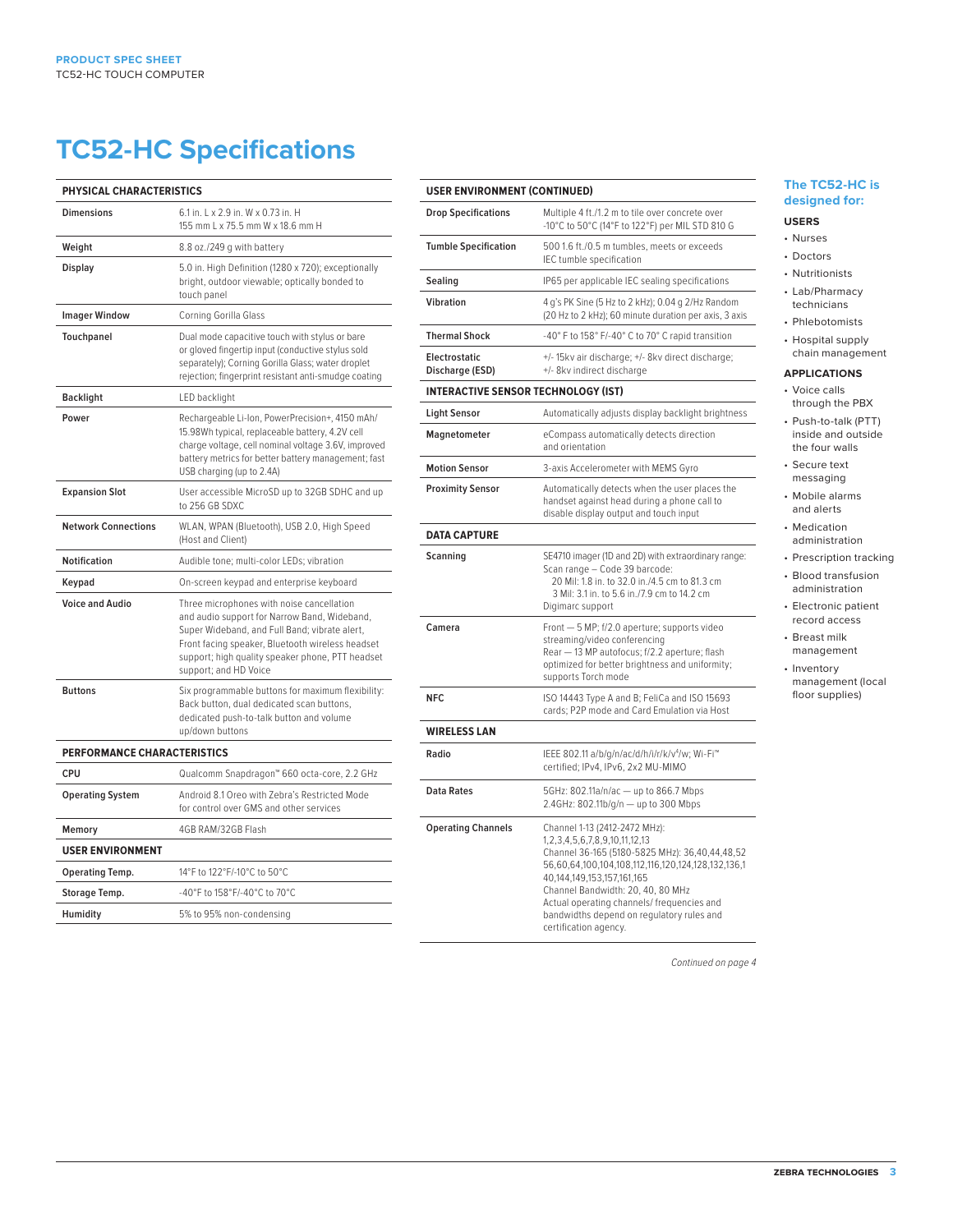# TC52-HC Specifications

| PHYSICAL CHARACTERISTICS | |
|---|---|
| Dimensions | 6.1 in. L x 2.9 in. W x 0.73 in. H<br>155 mm L x 75.5 mm W x 18.6 mm H |
| Weight | 8.8 oz./249 g with battery |
| Display | 5.0 in. High Definition (1280 x 720); exceptionally bright, outdoor viewable; optically bonded to touch panel |
| Imager Window | Corning Gorilla Glass |
| Touchpanel | Dual mode capacitive touch with stylus or bare or gloved fingertip input (conductive stylus sold separately); Corning Gorilla Glass; water droplet rejection; fingerprint resistant anti-smudge coating |
| Backlight | LED backlight |
| Power | Rechargeable Li-Ion, PowerPrecision+, 4150 mAh/ 15.98Wh typical, replaceable battery, 4.2V cell charge voltage, cell nominal voltage 3.6V, improved battery metrics for better battery management; fast USB charging (up to 2.4A) |
| Expansion Slot | User accessible MicroSD up to 32GB SDHC and up to 256 GB SDXC |
| Network Connections | WLAN, WPAN (Bluetooth), USB 2.0, High Speed (Host and Client) |
| Notification | Audible tone; multi-color LEDs; vibration |
| Keypad | On-screen keypad and enterprise keyboard |
| Voice and Audio | Three microphones with noise cancellation and audio support for Narrow Band, Wideband, Super Wideband, and Full Band; vibrate alert, Front facing speaker, Bluetooth wireless headset support; high quality speaker phone, PTT headset support; and HD Voice |
| Buttons | Six programmable buttons for maximum flexibility: Back button, dual dedicated scan buttons, dedicated push-to-talk button and volume up/down buttons |

| PERFORMANCE CHARACTERISTICS | |
|---|---|
| CPU | Qualcomm Snapdragon™ 660 octa-core, 2.2 GHz |
| Operating System | Android 8.1 Oreo with Zebra's Restricted Mode for control over GMS and other services |
| Memory | 4GB RAM/32GB Flash |

| USER ENVIRONMENT | |
|---|---|
| Operating Temp. | 14°F to 122°F/-10°C to 50°C |
| Storage Temp. | -40°F to 158°F/-40°C to 70°C |
| Humidity | 5% to 95% non-condensing |
| Drop Specifications | Multiple 4 ft./1.2 m to tile over concrete over -10°C to 50°C (14°F to 122°F) per MIL STD 810 G |
| Tumble Specification | 500 1.6 ft./0.5 m tumbles, meets or exceeds IEC tumble specification |
| Sealing | IP65 per applicable IEC sealing specifications |
| Vibration | 4 g's PK Sine (5 Hz to 2 kHz); 0.04 g 2/Hz Random (20 Hz to 2 kHz); 60 minute duration per axis, 3 axis |
| Thermal Shock | -40° F to 158° F/-40° C to 70° C rapid transition |
| Electrostatic Discharge (ESD) | +/- 15kv air discharge; +/- 8kv direct discharge; +/- 8kv indirect discharge |

| INTERACTIVE SENSOR TECHNOLOGY (IST) | |
|---|---|
| Light Sensor | Automatically adjusts display backlight brightness |
| Magnetometer | eCompass automatically detects direction and orientation |
| Motion Sensor | 3-axis Accelerometer with MEMS Gyro |
| Proximity Sensor | Automatically detects when the user places the handset against head during a phone call to disable display output and touch input |

| DATA CAPTURE | |
|---|---|
| Scanning | SE4710 imager (1D and 2D) with extraordinary range: Scan range – Code 39 barcode:<br>20 Mil: 1.8 in. to 32.0 in./4.5 cm to 81.3 cm<br>3 Mil: 3.1 in. to 5.6 in./7.9 cm to 14.2 cm<br>Digimarc support |
| Camera | Front — 5 MP; f/2.0 aperture; supports video streaming/video conferencing<br>Rear — 13 MP autofocus; f/2.2 aperture; flash optimized for better brightness and uniformity; supports Torch mode |
| NFC | ISO 14443 Type A and B; FeliCa and ISO 15693 cards; P2P mode and Card Emulation via Host |

| WIRELESS LAN | |
|---|---|
| Radio | IEEE 802.11 a/b/g/n/ac/d/h/i/r/k/v[4]/w; Wi-Fi™ certified; IPv4, IPv6, 2x2 MU-MIMO |
| Data Rates | 5GHz: 802.11a/n/ac — up to 866.7 Mbps<br>2.4GHz: 802.11b/g/n — up to 300 Mbps |
| Operating Channels | Channel 1-13 (2412-2472 MHz): 1,2,3,4,5,6,7,8,9,10,11,12,13<br>Channel 36-165 (5180-5825 MHz): 36,40,44,48,52 56,60,64,100,104,108,112,116,120,124,128,132,136,1 40,144,149,153,157,161,165<br>Channel Bandwidth: 20, 40, 80 MHz<br>Actual operating channels/ frequencies and bandwidths depend on regulatory rules and certification agency. |

*Continued on page 4*

## The TC52-HC is designed for:

### USERS

- Nurses
- Doctors
- Nutritionists
- Lab/Pharmacy technicians
- Phlebotomists
- Hospital supply chain management

### APPLICATIONS

- Voice calls through the PBX
- Push-to-talk (PTT) inside and outside the four walls
- Secure text messaging
- Mobile alarms and alerts
- Medication administration
- Prescription tracking
- Blood transfusion administration
- Electronic patient record access
- Breast milk management
- Inventory management (local floor supplies)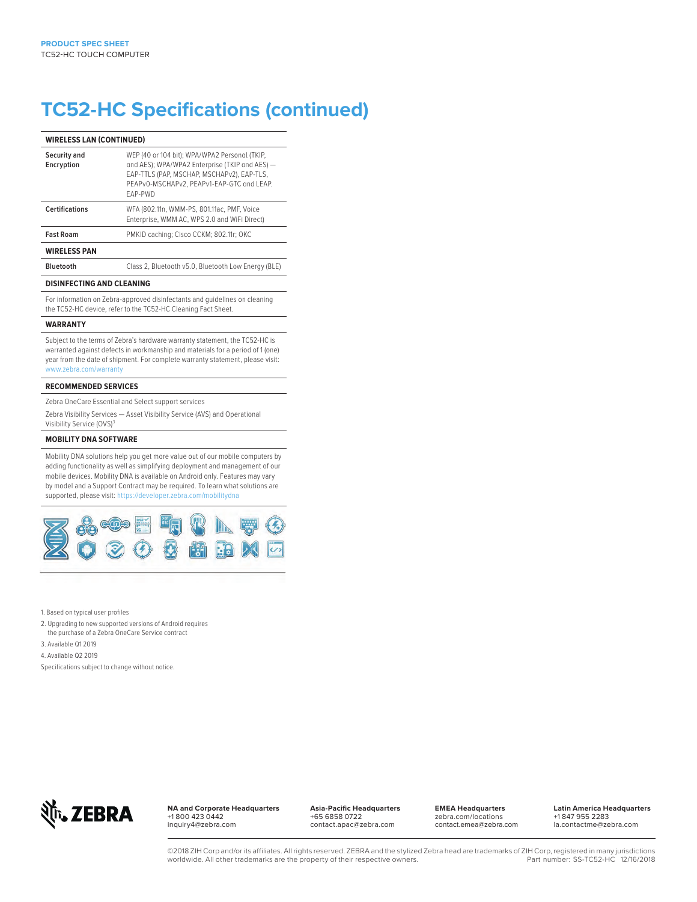# TC52-HC Specifications (continued)

| WIRELESS LAN (CONTINUED) | |
|---|---|
| **Security and Encryption** | WEP (40 or 104 bit); WPA/WPA2 Personal (TKIP, and AES); WPA/WPA2 Enterprise (TKIP and AES) — EAP-TTLS (PAP, MSCHAP, MSCHAPv2), EAP-TLS, PEAPv0-MSCHAPv2, PEAPv1-EAP-GTC and LEAP. EAP-PWD |
| **Certifications** | WFA (802.11n, WMM-PS, 801.11ac, PMF, Voice Enterprise, WMM AC, WPS 2.0 and WiFi Direct) |
| **Fast Roam** | PMKID caching; Cisco CCKM; 802.11r; OKC |
| **WIRELESS PAN** | |
| **Bluetooth** | Class 2, Bluetooth v5.0, Bluetooth Low Energy (BLE) |

**DISINFECTING AND CLEANING**

For information on Zebra-approved disinfectants and guidelines on cleaning the TC52-HC device, refer to the TC52-HC Cleaning Fact Sheet.

**WARRANTY**

Subject to the terms of Zebra's hardware warranty statement, the TC52-HC is warranted against defects in workmanship and materials for a period of 1 (one) year from the date of shipment. For complete warranty statement, please visit: www.zebra.com/warranty

**RECOMMENDED SERVICES**

Zebra OneCare Essential and Select support services

Zebra Visibility Services — Asset Visibility Service (AVS) and Operational Visibility Service (OVS)[3]

**MOBILITY DNA SOFTWARE**

Mobility DNA solutions help you get more value out of our mobile computers by adding functionality as well as simplifying deployment and management of our mobile devices. Mobility DNA is available on Android only. Features may vary by model and a Support Contract may be required. To learn what solutions are supported, please visit: https://developer.zebra.com/mobilitydna

1. Based on typical user profiles
2. Upgrading to new supported versions of Android requires the purchase of a Zebra OneCare Service contract
3. Available Q1 2019
4. Available Q2 2019

Specifications subject to change without notice.

**NA and Corporate Headquarters**
+1 800 423 0442
inquiry4@zebra.com

**Asia-Pacific Headquarters**
+65 6858 0722
contact.apac@zebra.com

**EMEA Headquarters**
zebra.com/locations
contact.emea@zebra.com

**Latin America Headquarters**
+1 847 955 2283
la.contactme@zebra.com

©2018 ZIH Corp and/or its affiliates. All rights reserved. ZEBRA and the stylized Zebra head are trademarks of ZIH Corp, registered in many jurisdictions worldwide. All other trademarks are the property of their respective owners. Part number: SS-TC52-HC 12/16/2018